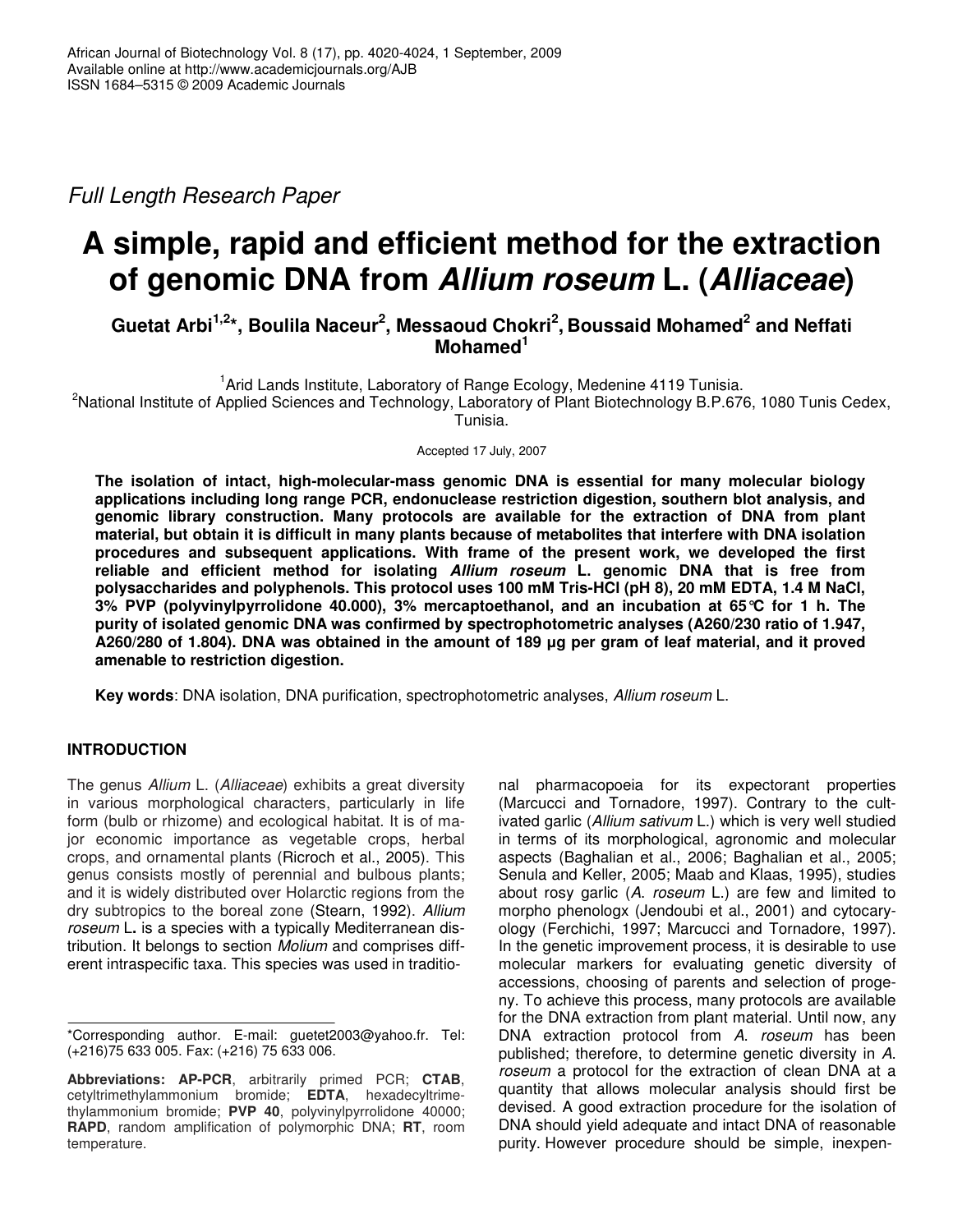Full Length Research Paper

# A simple, rapid and efficient method for the extraction of genomic DNA from *Allium roseum* L. (*Alliaceae*)

**Guetat Arbi[1,2]*, Boulila Naceur[2], Messaoud Chokri[2], Boussaid Mohamed[2] and Neffati Mohamed[1]**

[1]Arid Lands Institute, Laboratory of Range Ecology, Medenine 4119 Tunisia.
[2]National Institute of Applied Sciences and Technology, Laboratory of Plant Biotechnology B.P.676, 1080 Tunis Cedex, Tunisia.

Accepted 17 July, 2007

**The isolation of intact, high-molecular-mass genomic DNA is essential for many molecular biology applications including long range PCR, endonuclease restriction digestion, southern blot analysis, and genomic library construction. Many protocols are available for the extraction of DNA from plant material, but obtain it is difficult in many plants because of metabolites that interfere with DNA isolation procedures and subsequent applications. With frame of the present work, we developed the first reliable and efficient method for isolating *Allium roseum* L. genomic DNA that is free from polysaccharides and polyphenols. This protocol uses 100 mM Tris-HCl (pH 8), 20 mM EDTA, 1.4 M NaCl, 3% PVP (polyvinylpyrrolidone 40.000), 3% mercaptoethanol, and an incubation at 65°C for 1 h. The purity of isolated genomic DNA was confirmed by spectrophotometric analyses (A260/230 ratio of 1.947, A260/280 of 1.804). DNA was obtained in the amount of 189 µg per gram of leaf material, and it proved amenable to restriction digestion.**

**Key words**: DNA isolation, DNA purification, spectrophotometric analyses, *Allium roseum* L.

## INTRODUCTION

The genus *Allium* L. (*Alliaceae*) exhibits a great diversity in various morphological characters, particularly in life form (bulb or rhizome) and ecological habitat. It is of major economic importance as vegetable crops, herbal crops, and ornamental plants (Ricroch et al., 2005). This genus consists mostly of perennial and bulbous plants; and it is widely distributed over Holarctic regions from the dry subtropics to the boreal zone (Stearn, 1992). *Allium roseum* L**.** is a species with a typically Mediterranean distribution. It belongs to section *Molium* and comprises different intraspecific taxa. This species was used in traditional pharmacopoeia for its expectorant properties (Marcucci and Tornadore, 1997). Contrary to the cultivated garlic (*Allium sativum* L.) which is very well studied in terms of its morphological, agronomic and molecular aspects (Baghalian et al., 2006; Baghalian et al., 2005; Senula and Keller, 2005; Maab and Klaas, 1995), studies about rosy garlic (*A. roseum* L.) are few and limited to morpho phenologx (Jendoubi et al., 2001) and cytocaryology (Ferchichi, 1997; Marcucci and Tornadore, 1997). In the genetic improvement process, it is desirable to use molecular markers for evaluating genetic diversity of accessions, choosing of parents and selection of progeny. To achieve this process, many protocols are available for the DNA extraction from plant material. Until now, any DNA extraction protocol from *A. roseum* has been published; therefore, to determine genetic diversity in *A. roseum* a protocol for the extraction of clean DNA at a quantity that allows molecular analysis should first be devised. A good extraction procedure for the isolation of DNA should yield adequate and intact DNA of reasonable purity. However procedure should be simple, inexpen-

*Corresponding author. E-mail: guetet2003@yahoo.fr. Tel: (+216)75 633 005. Fax: (+216) 75 633 006.

**Abbreviations: AP-PCR**, arbitrarily primed PCR; **CTAB**, cetyltrimethylammonium bromide; **EDTA**, hexadecyltrimethylammonium bromide; **PVP 40**, polyvinylpyrrolidone 40000; **RAPD**, random amplification of polymorphic DNA; **RT**, room temperature.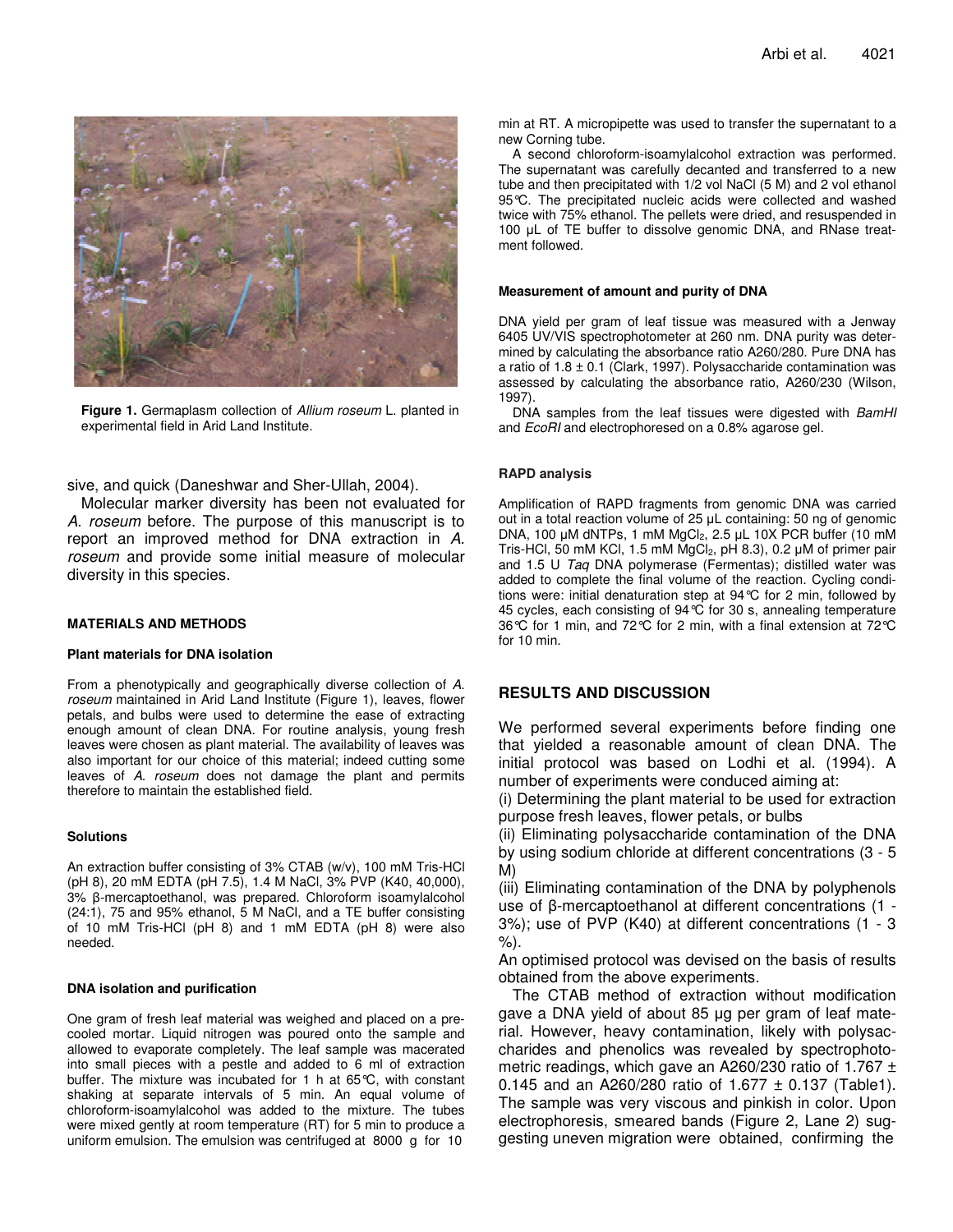Figure 1. Germaplasm collection of *Allium roseum* L. planted in experimental field in Arid Land Institute.

sive, and quick (Daneshwar and Sher-Ullah, 2004).

Molecular marker diversity has been not evaluated for *A. roseum* before. The purpose of this manuscript is to report an improved method for DNA extraction in *A. roseum* and provide some initial measure of molecular diversity in this species.

## MATERIALS AND METHODS

### Plant materials for DNA isolation

From a phenotypically and geographically diverse collection of *A. roseum* maintained in Arid Land Institute (Figure 1), leaves, flower petals, and bulbs were used to determine the ease of extracting enough amount of clean DNA. For routine analysis, young fresh leaves were chosen as plant material. The availability of leaves was also important for our choice of this material; indeed cutting some leaves of *A. roseum* does not damage the plant and permits therefore to maintain the established field.

### Solutions

An extraction buffer consisting of 3% CTAB (w/v), 100 mM Tris-HCl (pH 8), 20 mM EDTA (pH 7.5), 1.4 M NaCl, 3% PVP (K40, 40,000), 3% β-mercaptoethanol, was prepared. Chloroform isoamylalcohol (24:1), 75 and 95% ethanol, 5 M NaCl, and a TE buffer consisting of 10 mM Tris-HCl (pH 8) and 1 mM EDTA (pH 8) were also needed.

### DNA isolation and purification

One gram of fresh leaf material was weighed and placed on a pre-cooled mortar. Liquid nitrogen was poured onto the sample and allowed to evaporate completely. The leaf sample was macerated into small pieces with a pestle and added to 6 ml of extraction buffer. The mixture was incubated for 1 h at 65°C, with constant shaking at separate intervals of 5 min. An equal volume of chloroform-isoamylalcohol was added to the mixture. The tubes were mixed gently at room temperature (RT) for 5 min to produce a uniform emulsion. The emulsion was centrifuged at 8000 g for 10 min at RT. A micropipette was used to transfer the supernatant to a new Corning tube.

A second chloroform-isoamylalcohol extraction was performed. The supernatant was carefully decanted and transferred to a new tube and then precipitated with 1/2 vol NaCl (5 M) and 2 vol ethanol 95°C. The precipitated nucleic acids were collected and washed twice with 75% ethanol. The pellets were dried, and resuspended in 100 µL of TE buffer to dissolve genomic DNA, and RNase treatment followed.

### Measurement of amount and purity of DNA

DNA yield per gram of leaf tissue was measured with a Jenway 6405 UV/VIS spectrophotometer at 260 nm. DNA purity was determined by calculating the absorbance ratio A260/280. Pure DNA has a ratio of 1.8 ± 0.1 (Clark, 1997). Polysaccharide contamination was assessed by calculating the absorbance ratio, A260/230 (Wilson, 1997).

DNA samples from the leaf tissues were digested with *BamHI* and *EcoRI* and electrophoresed on a 0.8% agarose gel.

### RAPD analysis

Amplification of RAPD fragments from genomic DNA was carried out in a total reaction volume of 25 µL containing: 50 ng of genomic DNA, 100 µM dNTPs, 1 mM $MgCl_2$, 2.5 µL 10X PCR buffer (10 mM Tris-HCl, 50 mM KCl, 1.5 mM $MgCl_2$, pH 8.3), 0.2 µM of primer pair and 1.5 U *Taq* DNA polymerase (Fermentas); distilled water was added to complete the final volume of the reaction. Cycling conditions were: initial denaturation step at 94°C for 2 min, followed by 45 cycles, each consisting of 94°C for 30 s, annealing temperature 36°C for 1 min, and 72°C for 2 min, with a final extension at 72°C for 10 min.

## RESULTS AND DISCUSSION

We performed several experiments before finding one that yielded a reasonable amount of clean DNA. The initial protocol was based on Lodhi et al. (1994). A number of experiments were conduced aiming at:

(i) Determining the plant material to be used for extraction purpose fresh leaves, flower petals, or bulbs

(ii) Eliminating polysaccharide contamination of the DNA by using sodium chloride at different concentrations (3 - 5 M)

(iii) Eliminating contamination of the DNA by polyphenols use of β-mercaptoethanol at different concentrations (1 - 3%); use of PVP (K40) at different concentrations (1 - 3 %).

An optimised protocol was devised on the basis of results obtained from the above experiments.

The CTAB method of extraction without modification gave a DNA yield of about 85 µg per gram of leaf material. However, heavy contamination, likely with polysaccharides and phenolics was revealed by spectrophotometric readings, which gave an A260/230 ratio of 1.767 ± 0.145 and an A260/280 ratio of 1.677 ± 0.137 (Table1). The sample was very viscous and pinkish in color. Upon electrophoresis, smeared bands (Figure 2, Lane 2) suggesting uneven migration were obtained, confirming the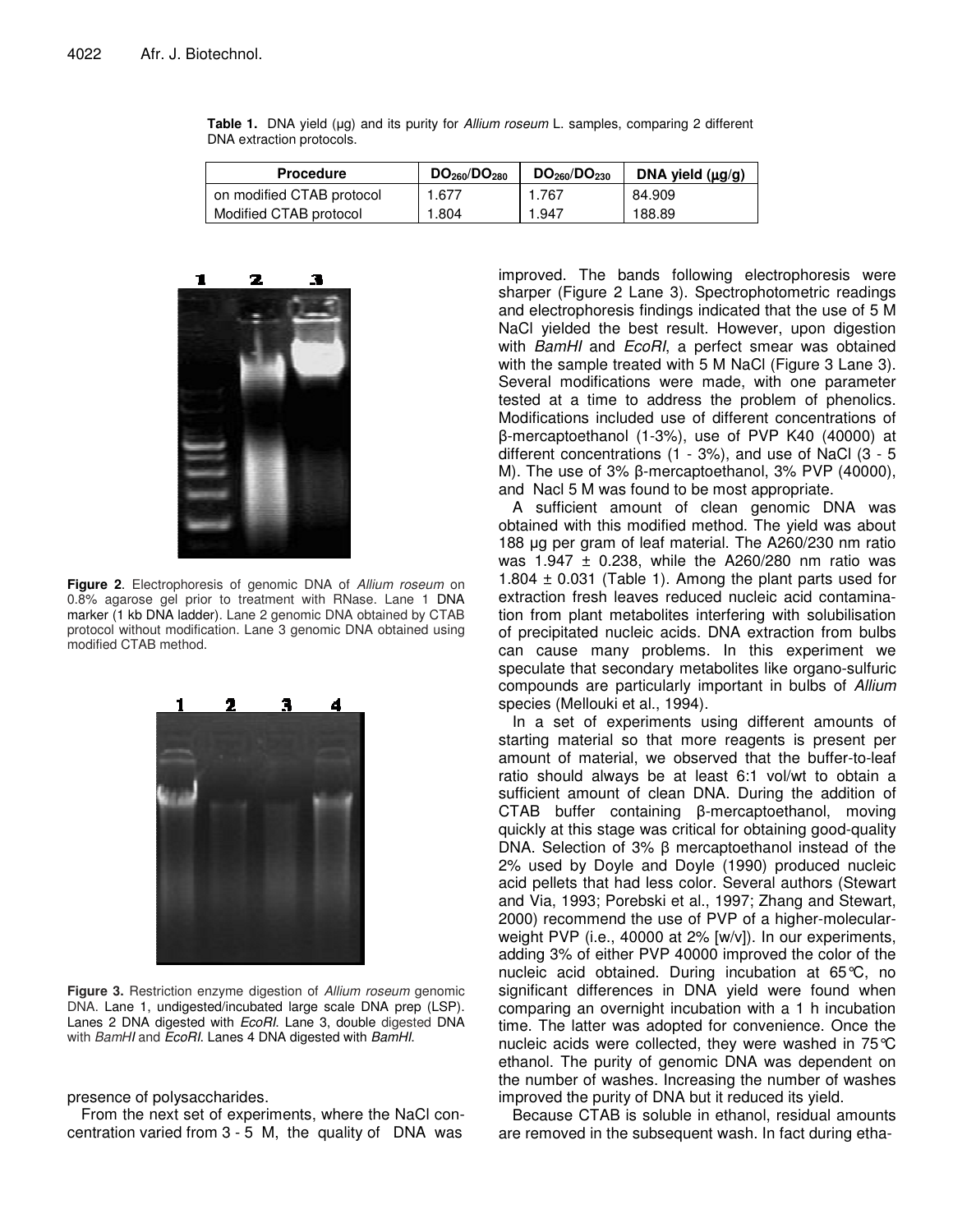**Table 1.** DNA yield (µg) and its purity for *Allium roseum* L. samples, comparing 2 different DNA extraction protocols.

| Procedure | $DO_{260}/DO_{280}$ | $DO_{260}/DO_{230}$ | DNA yield (µg/g) |
|---|---|---|---|
| on modified CTAB protocol | 1.677 | 1.767 | 84.909 |
| Modified CTAB protocol | 1.804 | 1.947 | 188.89 |

**Figure 2**. Electrophoresis of genomic DNA of *Allium roseum* on 0.8% agarose gel prior to treatment with RNase. Lane 1 DNA marker (1 kb DNA ladder). Lane 2 genomic DNA obtained by CTAB protocol without modification. Lane 3 genomic DNA obtained using modified CTAB method.

**Figure 3.** Restriction enzyme digestion of *Allium roseum* genomic DNA. Lane 1, undigested/incubated large scale DNA prep (LSP). Lanes 2 DNA digested with *EcoRI*. Lane 3, double digested DNA with *BamHI* and *EcoRI*. Lanes 4 DNA digested with *BamHI*.

presence of polysaccharides.

From the next set of experiments, where the NaCl concentration varied from 3 - 5 M, the quality of DNA was improved. The bands following electrophoresis were sharper (Figure 2 Lane 3). Spectrophotometric readings and electrophoresis findings indicated that the use of 5 M NaCl yielded the best result. However, upon digestion with *BamHI* and *EcoRI*, a perfect smear was obtained with the sample treated with 5 M NaCl (Figure 3 Lane 3). Several modifications were made, with one parameter tested at a time to address the problem of phenolics. Modifications included use of different concentrations of β-mercaptoethanol (1-3%), use of PVP K40 (40000) at different concentrations (1 - 3%), and use of NaCl (3 - 5 M). The use of 3% β-mercaptoethanol, 3% PVP (40000), and Nacl 5 M was found to be most appropriate.

A sufficient amount of clean genomic DNA was obtained with this modified method. The yield was about 188 µg per gram of leaf material. The A260/230 nm ratio was 1.947 ± 0.238, while the A260/280 nm ratio was 1.804 ± 0.031 (Table 1). Among the plant parts used for extraction fresh leaves reduced nucleic acid contamination from plant metabolites interfering with solubilisation of precipitated nucleic acids. DNA extraction from bulbs can cause many problems. In this experiment we speculate that secondary metabolites like organo-sulfuric compounds are particularly important in bulbs of *Allium* species (Mellouki et al., 1994).

In a set of experiments using different amounts of starting material so that more reagents is present per amount of material, we observed that the buffer-to-leaf ratio should always be at least 6:1 vol/wt to obtain a sufficient amount of clean DNA. During the addition of CTAB buffer containing β-mercaptoethanol, moving quickly at this stage was critical for obtaining good-quality DNA. Selection of 3% β mercaptoethanol instead of the 2% used by Doyle and Doyle (1990) produced nucleic acid pellets that had less color. Several authors (Stewart and Via, 1993; Porebski et al., 1997; Zhang and Stewart, 2000) recommend the use of PVP of a higher-molecular-weight PVP (i.e., 40000 at 2% [w/v]). In our experiments, adding 3% of either PVP 40000 improved the color of the nucleic acid obtained. During incubation at 65°C, no significant differences in DNA yield were found when comparing an overnight incubation with a 1 h incubation time. The latter was adopted for convenience. Once the nucleic acids were collected, they were washed in 75°C ethanol. The purity of genomic DNA was dependent on the number of washes. Increasing the number of washes improved the purity of DNA but it reduced its yield.

Because CTAB is soluble in ethanol, residual amounts are removed in the subsequent wash. In fact during etha-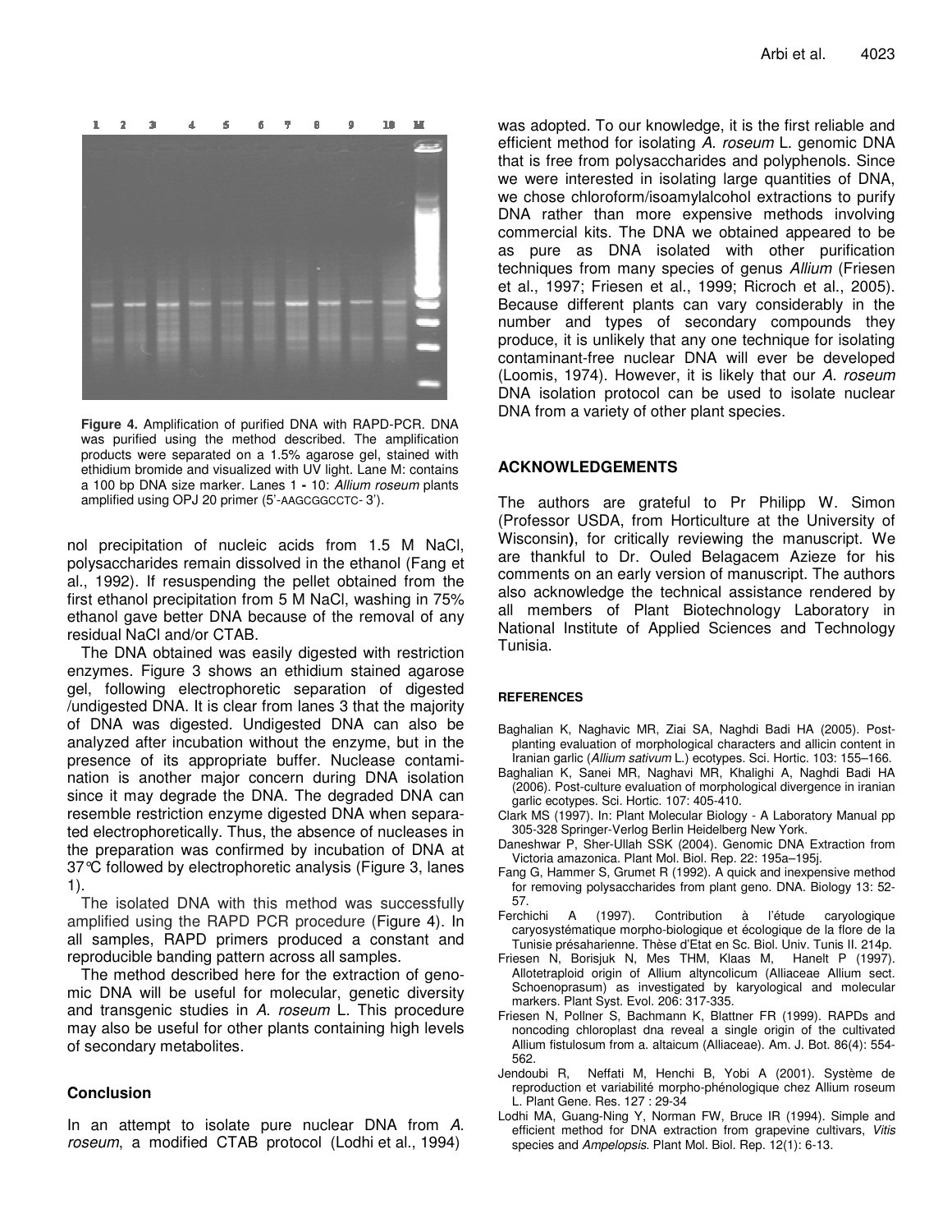**Figure 4.** Amplification of purified DNA with RAPD-PCR. DNA was purified using the method described. The amplification products were separated on a 1.5% agarose gel, stained with ethidium bromide and visualized with UV light. Lane M: contains a 100 bp DNA size marker. Lanes 1 - 10: *Allium roseum* plants amplified using OPJ 20 primer (5'-AAGCGGCCTC- 3').

nol precipitation of nucleic acids from 1.5 M NaCl, polysaccharides remain dissolved in the ethanol (Fang et al., 1992). If resuspending the pellet obtained from the first ethanol precipitation from 5 M NaCl, washing in 75% ethanol gave better DNA because of the removal of any residual NaCl and/or CTAB.

The DNA obtained was easily digested with restriction enzymes. Figure 3 shows an ethidium stained agarose gel, following electrophoretic separation of digested /undigested DNA. It is clear from lanes 3 that the majority of DNA was digested. Undigested DNA can also be analyzed after incubation without the enzyme, but in the presence of its appropriate buffer. Nuclease contamination is another major concern during DNA isolation since it may degrade the DNA. The degraded DNA can resemble restriction enzyme digested DNA when separated electrophoretically. Thus, the absence of nucleases in the preparation was confirmed by incubation of DNA at 37°C followed by electrophoretic analysis (Figure 3, lanes 1).

The isolated DNA with this method was successfully amplified using the RAPD PCR procedure (Figure 4). In all samples, RAPD primers produced a constant and reproducible banding pattern across all samples.

The method described here for the extraction of genomic DNA will be useful for molecular, genetic diversity and transgenic studies in *A. roseum* L. This procedure may also be useful for other plants containing high levels of secondary metabolites.

## Conclusion

In an attempt to isolate pure nuclear DNA from *A. roseum*, a modified CTAB protocol (Lodhi et al., 1994) was adopted. To our knowledge, it is the first reliable and efficient method for isolating *A. roseum* L. genomic DNA that is free from polysaccharides and polyphenols. Since we were interested in isolating large quantities of DNA, we chose chloroform/isoamylalcohol extractions to purify DNA rather than more expensive methods involving commercial kits. The DNA we obtained appeared to be as pure as DNA isolated with other purification techniques from many species of genus *Allium* (Friesen et al., 1997; Friesen et al., 1999; Ricroch et al., 2005). Because different plants can vary considerably in the number and types of secondary compounds they produce, it is unlikely that any one technique for isolating contaminant-free nuclear DNA will ever be developed (Loomis, 1974). However, it is likely that our *A. roseum* DNA isolation protocol can be used to isolate nuclear DNA from a variety of other plant species.

## ACKNOWLEDGEMENTS

The authors are grateful to Pr Philipp W. Simon (Professor USDA, from Horticulture at the University of Wisconsin), for critically reviewing the manuscript. We are thankful to Dr. Ouled Belagacem Azieze for his comments on an early version of manuscript. The authors also acknowledge the technical assistance rendered by all members of Plant Biotechnology Laboratory in National Institute of Applied Sciences and Technology Tunisia.

## REFERENCES

Baghalian K, Naghavic MR, Ziai SA, Naghdi Badi HA (2005). Post-planting evaluation of morphological characters and allicin content in Iranian garlic (*Allium sativum* L.) ecotypes. Sci. Hortic. 103: 155–166.

Baghalian K, Sanei MR, Naghavi MR, Khalighi A, Naghdi Badi HA (2006). Post-culture evaluation of morphological divergence in iranian garlic ecotypes. Sci. Hortic. 107: 405-410.

Clark MS (1997). In: Plant Molecular Biology - A Laboratory Manual pp 305-328 Springer-Verlog Berlin Heidelberg New York.

Daneshwar P, Sher-Ullah SSK (2004). Genomic DNA Extraction from Victoria amazonica. Plant Mol. Biol. Rep. 22: 195a–195j.

Fang G, Hammer S, Grumet R (1992). A quick and inexpensive method for removing polysaccharides from plant geno. DNA. Biology 13: 52-57.

Ferchichi A (1997). Contribution à l'étude caryologique caryosystématique morpho-biologique et écologique de la flore de la Tunisie présaharienne. Thèse d'Etat en Sc. Biol. Univ. Tunis II. 214p.

Friesen N, Borisjuk N, Mes THM, Klaas M, Hanelt P (1997). Allotetraploid origin of Allium altyncolicum (Alliaceae Allium sect. Schoenoprasum) as investigated by karyological and molecular markers. Plant Syst. Evol. 206: 317-335.

Friesen N, Pollner S, Bachmann K, Blattner FR (1999). RAPDs and noncoding chloroplast dna reveal a single origin of the cultivated Allium fistulosum from a. altaicum (Alliaceae). Am. J. Bot. 86(4): 554-562.

Jendoubi R, Neffati M, Henchi B, Yobi A (2001). Système de reproduction et variabilité morpho-phénologique chez Allium roseum L. Plant Gene. Res. 127 : 29-34

Lodhi MA, Guang-Ning Y, Norman FW, Bruce IR (1994). Simple and efficient method for DNA extraction from grapevine cultivars, *Vitis* species and *Ampelopsis*. Plant Mol. Biol. Rep. 12(1): 6-13.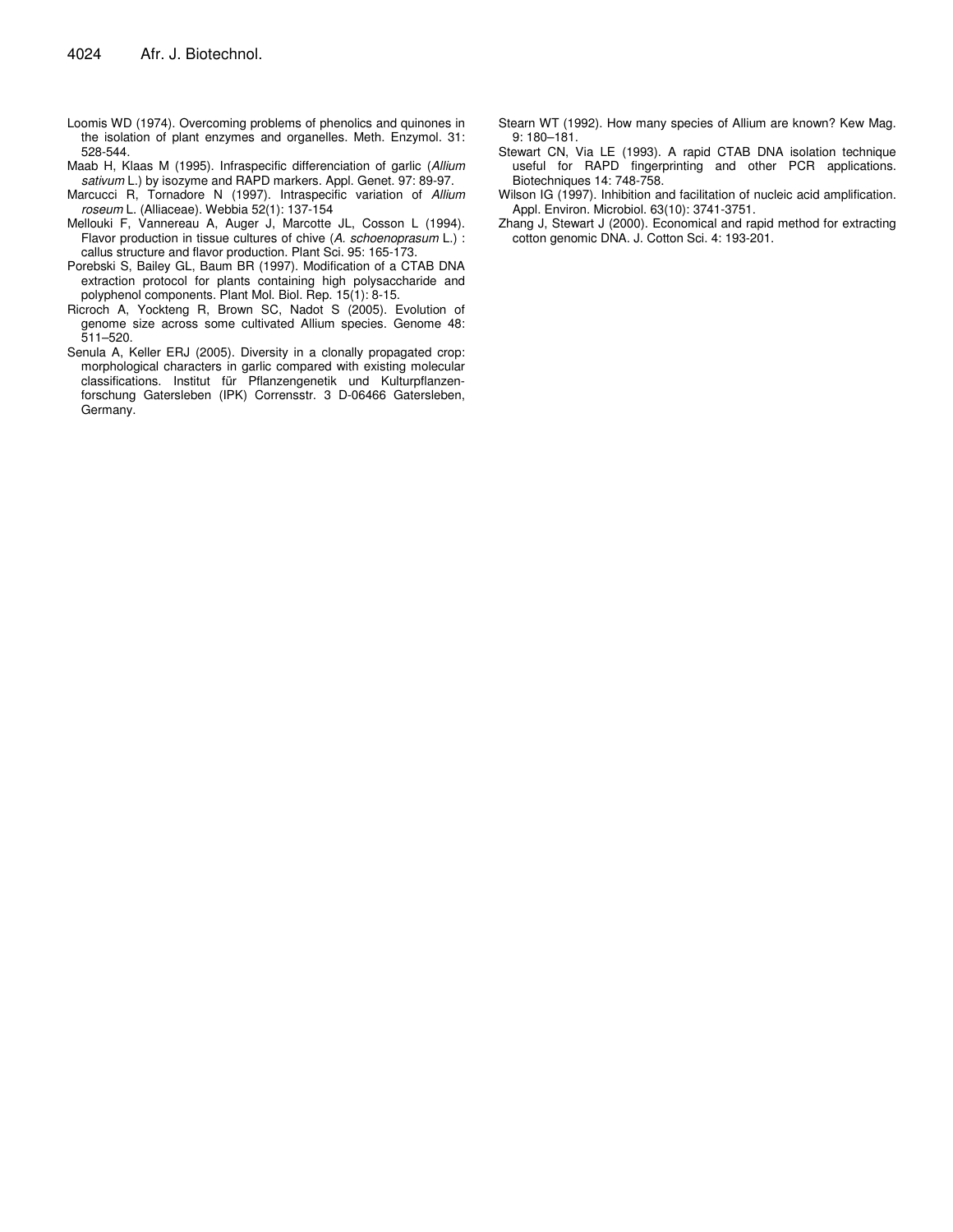Loomis WD (1974). Overcoming problems of phenolics and quinones in the isolation of plant enzymes and organelles. Meth. Enzymol. 31: 528-544.

Maab H, Klaas M (1995). Infraspecific differenciation of garlic (*Allium sativum* L.) by isozyme and RAPD markers. Appl. Genet. 97: 89-97.

Marcucci R, Tornadore N (1997). Intraspecific variation of *Allium roseum* L. (Alliaceae). Webbia 52(1): 137-154

Mellouki F, Vannereau A, Auger J, Marcotte JL, Cosson L (1994). Flavor production in tissue cultures of chive (*A. schoenoprasum* L.) : callus structure and flavor production. Plant Sci. 95: 165-173.

Porebski S, Bailey GL, Baum BR (1997). Modification of a CTAB DNA extraction protocol for plants containing high polysaccharide and polyphenol components. Plant Mol. Biol. Rep. 15(1): 8-15.

Ricroch A, Yockteng R, Brown SC, Nadot S (2005). Evolution of genome size across some cultivated Allium species. Genome 48: 511–520.

Senula A, Keller ERJ (2005). Diversity in a clonally propagated crop: morphological characters in garlic compared with existing molecular classifications. Institut für Pflanzengenetik und Kulturpflanzenforschung Gatersleben (IPK) Corrensstr. 3 D-06466 Gatersleben, Germany.

Stearn WT (1992). How many species of Allium are known? Kew Mag. 9: 180–181.

Stewart CN, Via LE (1993). A rapid CTAB DNA isolation technique useful for RAPD fingerprinting and other PCR applications. Biotechniques 14: 748-758.

Wilson IG (1997). Inhibition and facilitation of nucleic acid amplification. Appl. Environ. Microbiol. 63(10): 3741-3751.

Zhang J, Stewart J (2000). Economical and rapid method for extracting cotton genomic DNA. J. Cotton Sci. 4: 193-201.